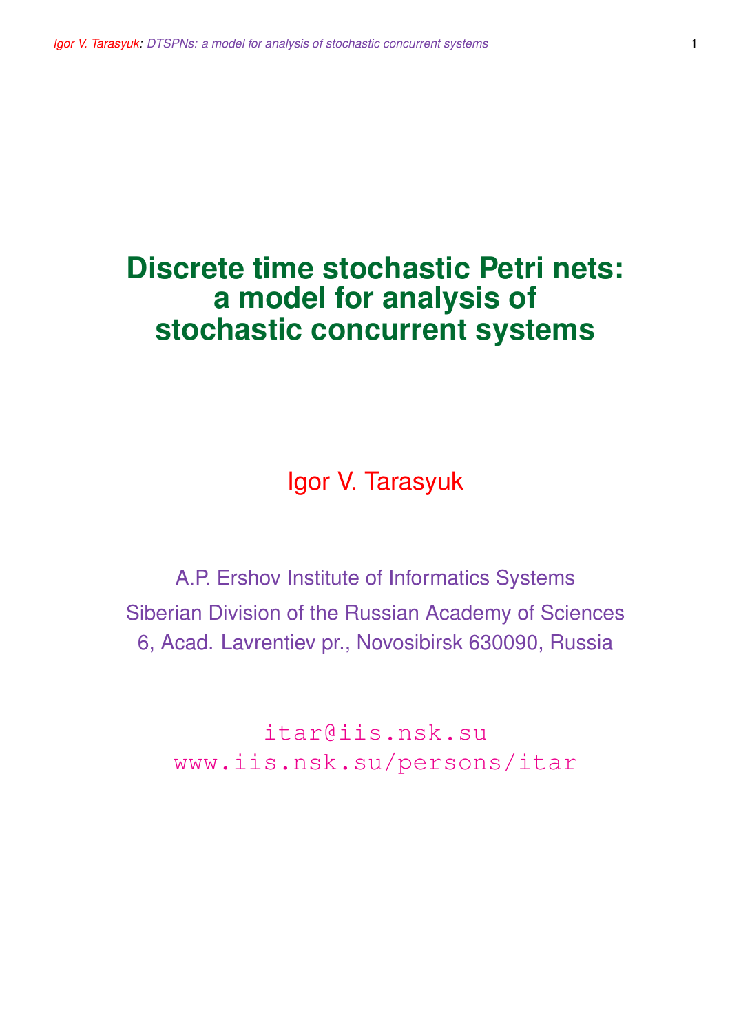# Discrete time stochastic Petri nets: a model for analysis of stochastic concurrent systems

Igor V. Tarasyuk

A.P. Ershov Institute of Informatics Systems

Siberian Division of the Russian Academy of Sciences

6, Acad. Lavrentiev pr., Novosibirsk 630090, Russia

itar@iis.nsk.su

www.iis.nsk.su/persons/itar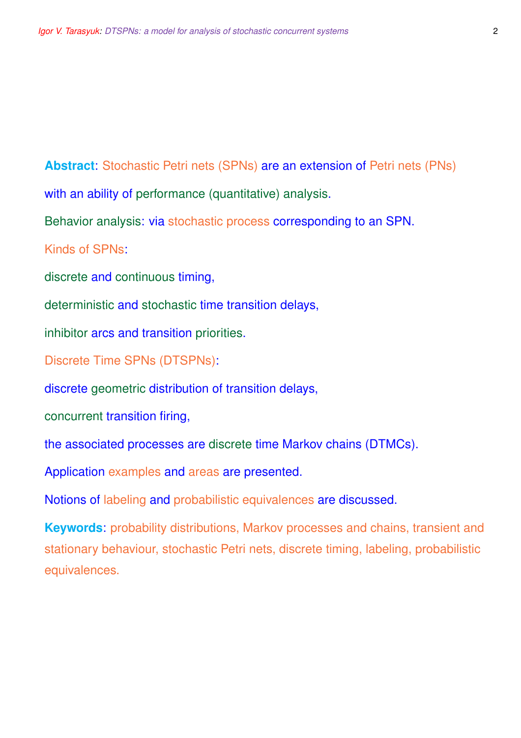**Abstract**: Stochastic Petri nets (SPNs) are an extension of Petri nets (PNs) with an ability of performance (quantitative) analysis.

Behavior analysis: via stochastic process corresponding to an SPN.

Kinds of SPNs:

discrete and continuous timing,

deterministic and stochastic time transition delays,

inhibitor arcs and transition priorities.

Discrete Time SPNs (DTSPNs):

discrete geometric distribution of transition delays,

concurrent transition firing,

the associated processes are discrete time Markov chains (DTMCs).

Application examples and areas are presented.

Notions of labeling and probabilistic equivalences are discussed.

**Keywords**: probability distributions, Markov processes and chains, transient and stationary behaviour, stochastic Petri nets, discrete timing, labeling, probabilistic equivalences.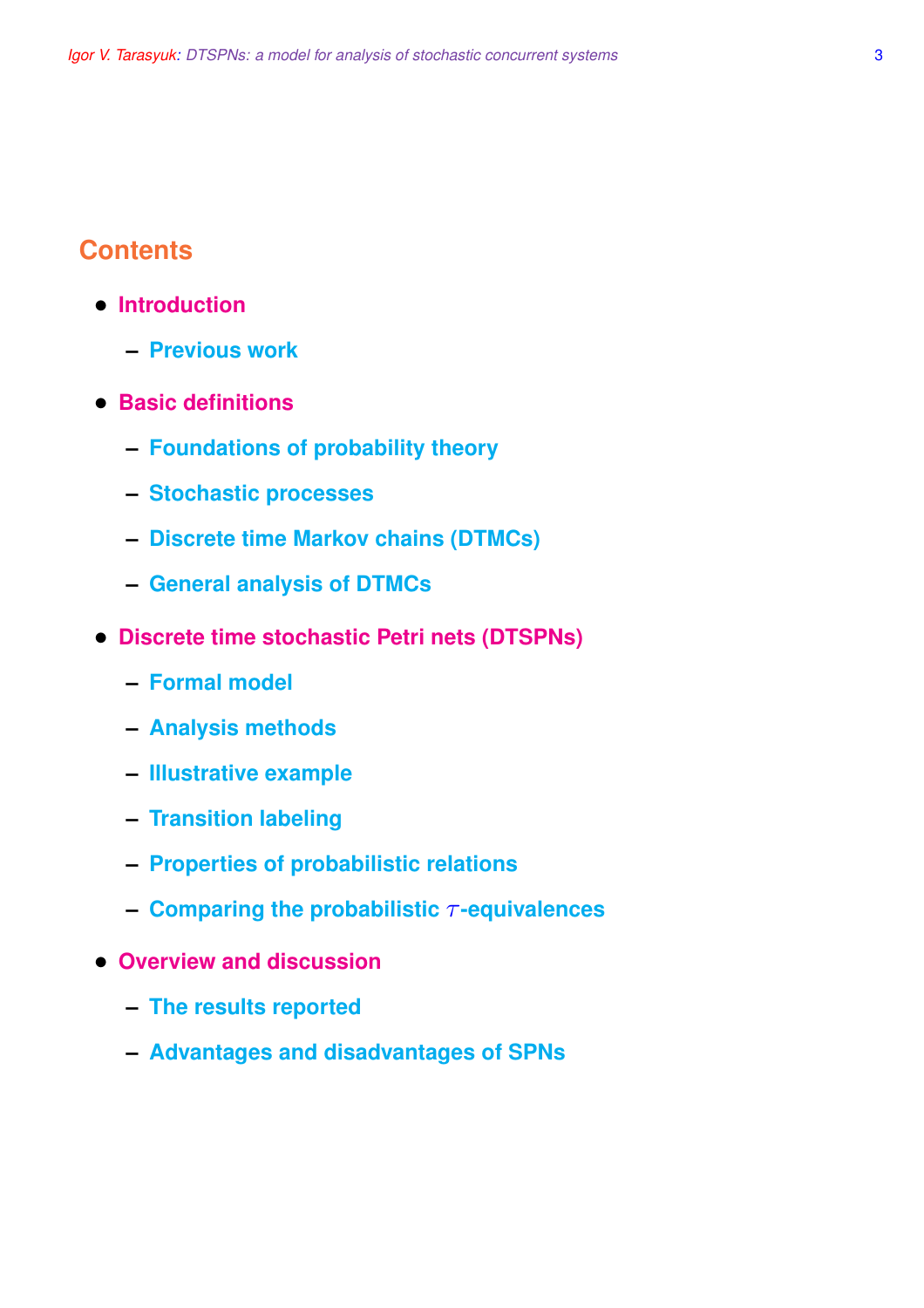## Contents

- **Introduction**
  - **Previous work**
- **Basic definitions**
  - **Foundations of probability theory**
  - **Stochastic processes**
  - **Discrete time Markov chains (DTMCs)**
  - **General analysis of DTMCs**
- **Discrete time stochastic Petri nets (DTSPNs)**
  - **Formal model**
  - **Analysis methods**
  - **Illustrative example**
  - **Transition labeling**
  - **Properties of probabilistic relations**
  - **Comparing the probabilistic $\tau$-equivalences**
- **Overview and discussion**
  - **The results reported**
  - **Advantages and disadvantages of SPNs**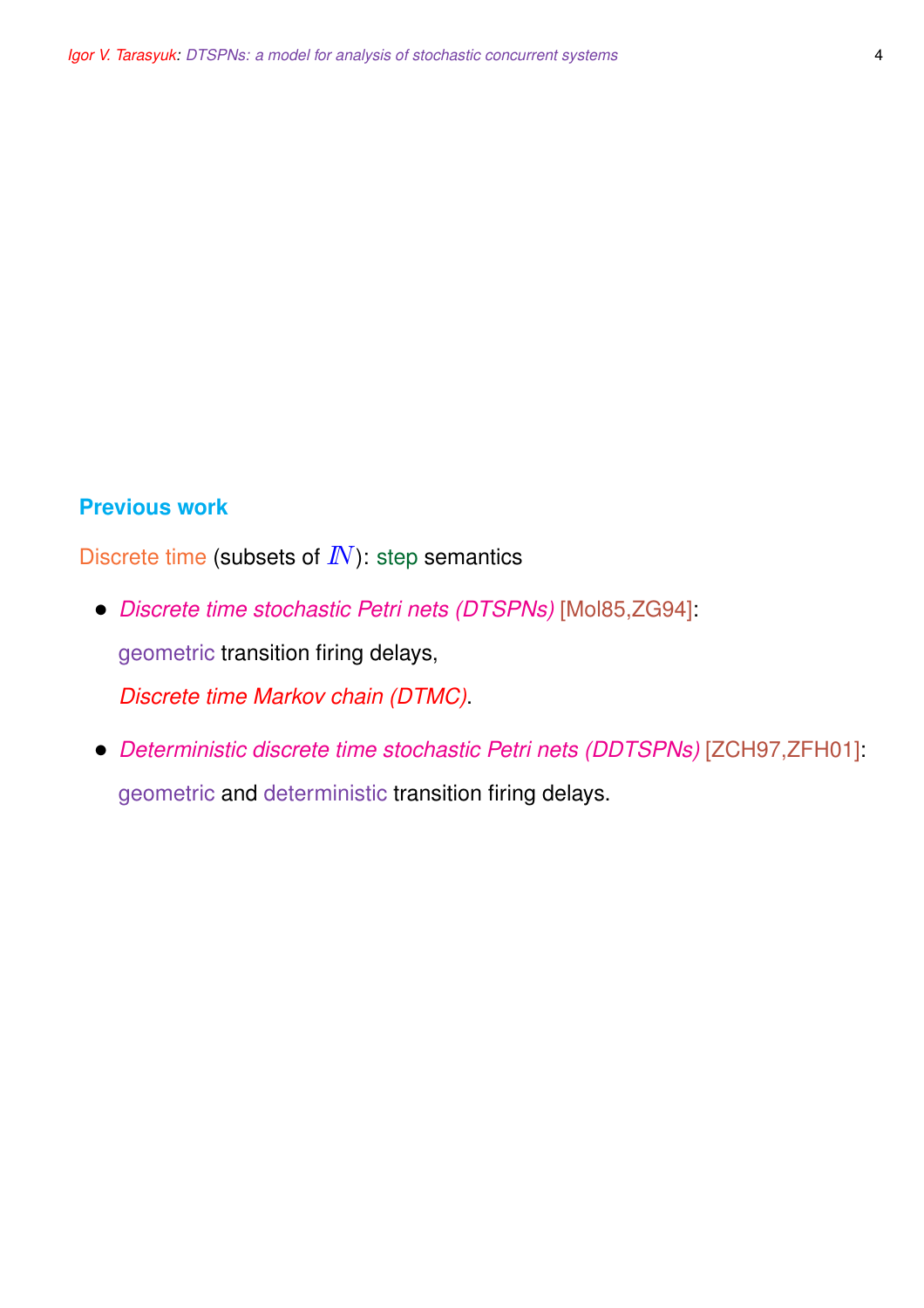## Previous work

Discrete time (subsets of $\mathbb{N}$): step semantics

- *Discrete time stochastic Petri nets (DTSPNs)* [Mol85,ZG94]:

  geometric transition firing delays,

  *Discrete time Markov chain (DTMC)*.

- *Deterministic discrete time stochastic Petri nets (DDTSPNs)* [ZCH97,ZFH01]:

  geometric and deterministic transition firing delays.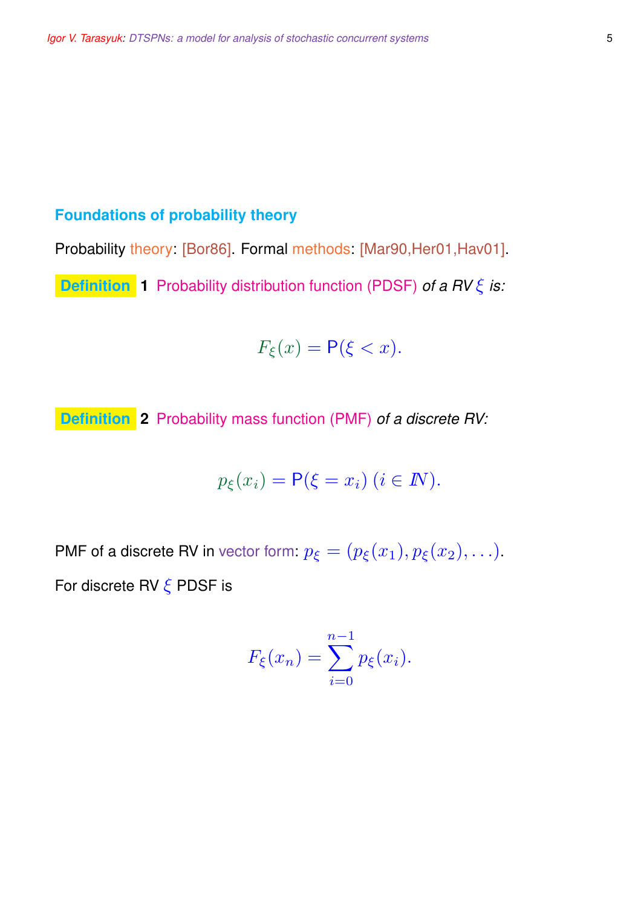## Foundations of probability theory

Probability theory: [Bor86]. Formal methods: [Mar90,Her01,Hav01].

**Definition** **1** Probability distribution function (PDSF) *of a RV* $\xi$ *is:*

$$F_\xi(x) = \mathsf{P}(\xi < x).$$

**Definition** **2** Probability mass function (PMF) *of a discrete RV:*

$$p_\xi(x_i) = \mathsf{P}(\xi = x_i)\ (i \in \mathbb{N}).$$

PMF of a discrete RV in vector form: $p_\xi = (p_\xi(x_1), p_\xi(x_2), \ldots)$.

For discrete RV $\xi$ PDSF is

$$F_\xi(x_n) = \sum_{i=0}^{n-1} p_\xi(x_i).$$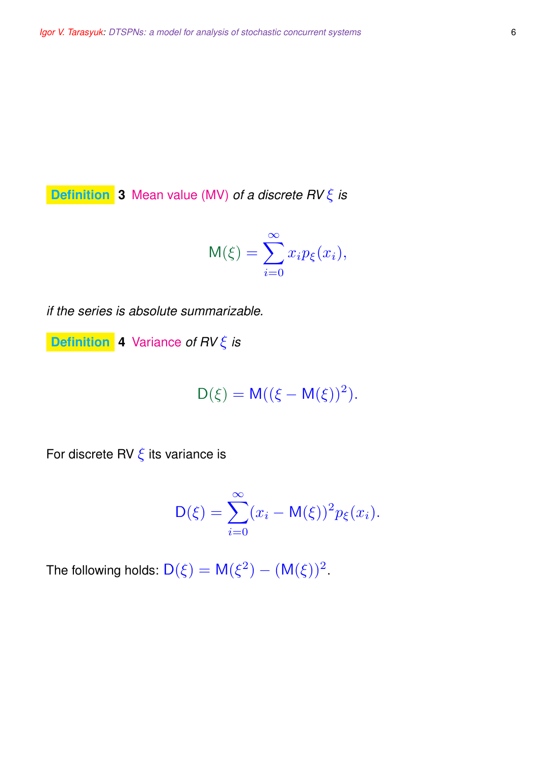**Definition 3** Mean value (MV) *of a discrete RV* $\xi$ *is*

$$\mathsf{M}(\xi) = \sum_{i=0}^{\infty} x_i p_\xi(x_i),$$

*if the series is absolute summarizable.*

**Definition 4** Variance *of RV* $\xi$ *is*

$$\mathsf{D}(\xi) = \mathsf{M}((\xi - \mathsf{M}(\xi))^2).$$

For discrete RV $\xi$ its variance is

$$\mathsf{D}(\xi) = \sum_{i=0}^{\infty} (x_i - \mathsf{M}(\xi))^2 p_\xi(x_i).$$

The following holds: $\mathsf{D}(\xi) = \mathsf{M}(\xi^2) - (\mathsf{M}(\xi))^2$.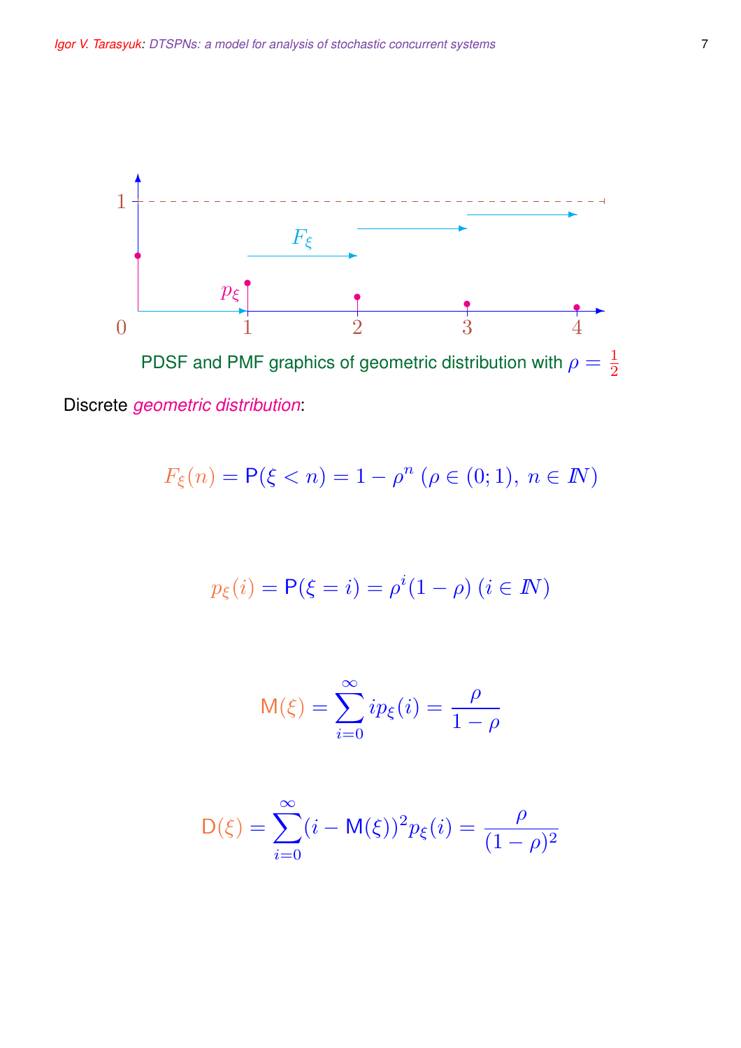PDSF and PMF graphics of geometric distribution with $\rho = \frac{1}{2}$

Discrete *geometric distribution*:

$$F_\xi(n) = \mathsf{P}(\xi < n) = 1 - \rho^n \ (\rho \in (0;1),\ n \in I\!N)$$

$$p_\xi(i) = \mathsf{P}(\xi = i) = \rho^i(1-\rho) \ (i \in I\!N)$$

$$\mathsf{M}(\xi) = \sum_{i=0}^{\infty} i p_\xi(i) = \frac{\rho}{1-\rho}$$

$$\mathsf{D}(\xi) = \sum_{i=0}^{\infty} (i - \mathsf{M}(\xi))^2 p_\xi(i) = \frac{\rho}{(1-\rho)^2}$$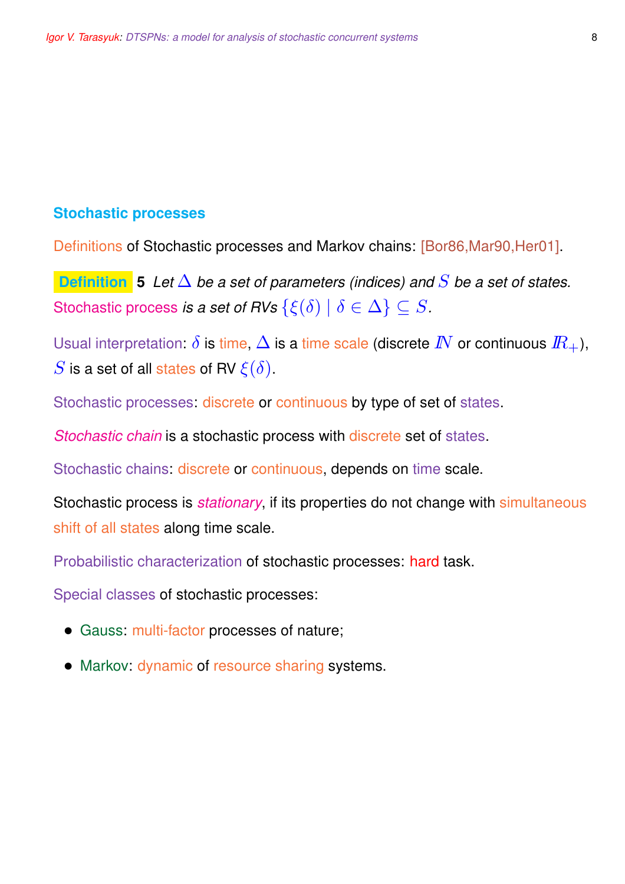## Stochastic processes

Definitions of Stochastic processes and Markov chains: [Bor86,Mar90,Her01].

**Definition 5** *Let $\Delta$ be a set of parameters (indices) and $S$ be a set of states. Stochastic process is a set of RVs $\{\xi(\delta) \mid \delta \in \Delta\} \subseteq S$.*

Usual interpretation: $\delta$ is time, $\Delta$ is a time scale (discrete $\mathbb{N}$ or continuous $\mathbb{R}_+$), $S$ is a set of all states of RV $\xi(\delta)$.

Stochastic processes: discrete or continuous by type of set of states.

*Stochastic chain* is a stochastic process with discrete set of states.

Stochastic chains: discrete or continuous, depends on time scale.

Stochastic process is *stationary*, if its properties do not change with simultaneous shift of all states along time scale.

Probabilistic characterization of stochastic processes: hard task.

Special classes of stochastic processes:

- Gauss: multi-factor processes of nature;
- Markov: dynamic of resource sharing systems.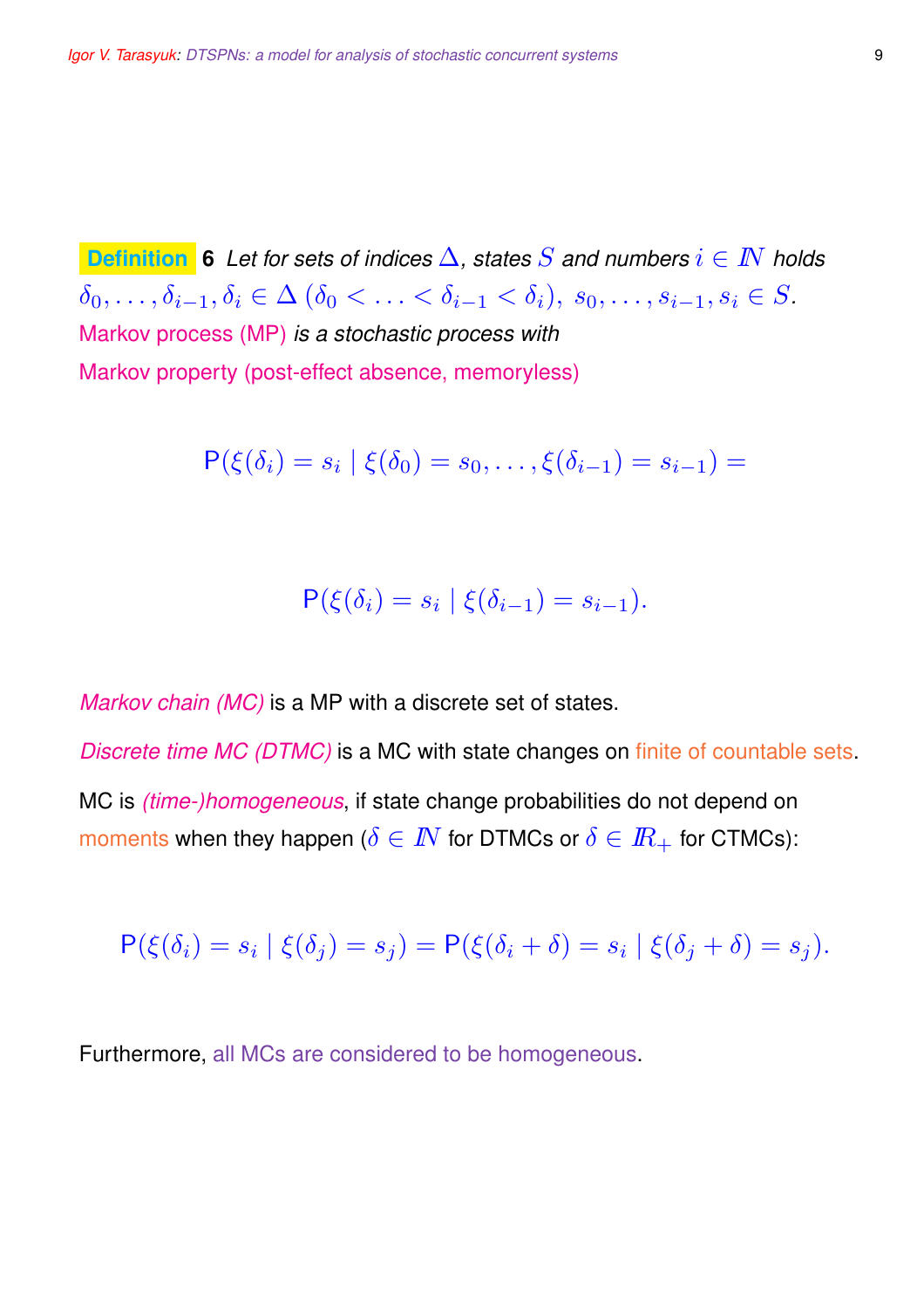**Definition 6** *Let for sets of indices $\Delta$, states $S$ and numbers $i \in \mathbb{N}$ holds* $\delta_0, \ldots, \delta_{i-1}, \delta_i \in \Delta$ $(\delta_0 < \ldots < \delta_{i-1} < \delta_i)$, $s_0, \ldots, s_{i-1}, s_i \in S$.
Markov process (MP) *is a stochastic process with*
Markov property (post-effect absence, memoryless)

$$\mathsf{P}(\xi(\delta_i) = s_i \mid \xi(\delta_0) = s_0, \ldots, \xi(\delta_{i-1}) = s_{i-1}) =$$

$$\mathsf{P}(\xi(\delta_i) = s_i \mid \xi(\delta_{i-1}) = s_{i-1}).$$

*Markov chain (MC)* is a MP with a discrete set of states.

*Discrete time MC (DTMC)* is a MC with state changes on finite of countable sets.

MC is *(time-)homogeneous*, if state change probabilities do not depend on moments when they happen ($\delta \in \mathbb{N}$ for DTMCs or $\delta \in \mathbb{R}_+$ for CTMCs):

$$\mathsf{P}(\xi(\delta_i) = s_i \mid \xi(\delta_j) = s_j) = \mathsf{P}(\xi(\delta_i + \delta) = s_i \mid \xi(\delta_j + \delta) = s_j).$$

Furthermore, all MCs are considered to be homogeneous.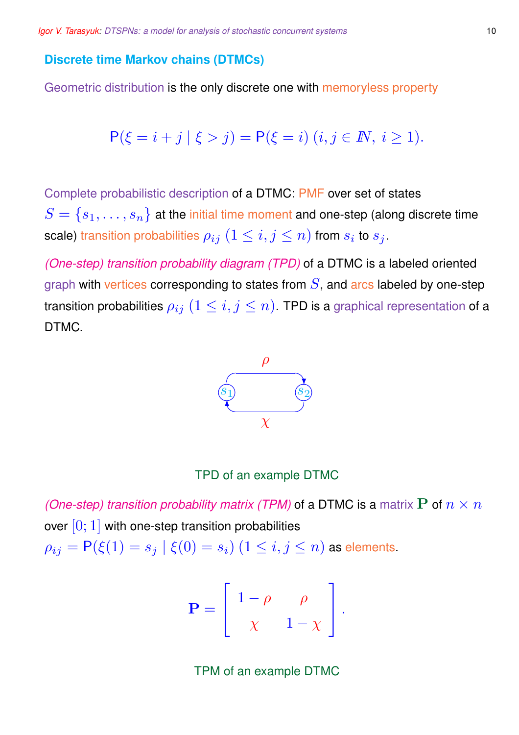## Discrete time Markov chains (DTMCs)

Geometric distribution is the only discrete one with memoryless property

$$\mathsf{P}(\xi = i + j \mid \xi > j) = \mathsf{P}(\xi = i)\ (i, j \in \mathbb{N},\ i \geq 1).$$

Complete probabilistic description of a DTMC: PMF over set of states $S = \{s_1, \ldots, s_n\}$ at the initial time moment and one-step (along discrete time scale) transition probabilities $\rho_{ij}\ (1 \leq i, j \leq n)$ from $s_i$ to $s_j$.

*(One-step) transition probability diagram (TPD)* of a DTMC is a labeled oriented graph with vertices corresponding to states from $S$, and arcs labeled by one-step transition probabilities $\rho_{ij}\ (1 \leq i, j \leq n)$. TPD is a graphical representation of a DTMC.

TPD of an example DTMC

*(One-step) transition probability matrix (TPM)* of a DTMC is a matrix $\mathbf{P}$ of $n \times n$ over $[0; 1]$ with one-step transition probabilities $\rho_{ij} = \mathsf{P}(\xi(1) = s_j \mid \xi(0) = s_i)\ (1 \leq i, j \leq n)$ as elements.

$$\mathbf{P} = \begin{bmatrix} 1 - \rho & \rho \\ \chi & 1 - \chi \end{bmatrix}.$$

TPM of an example DTMC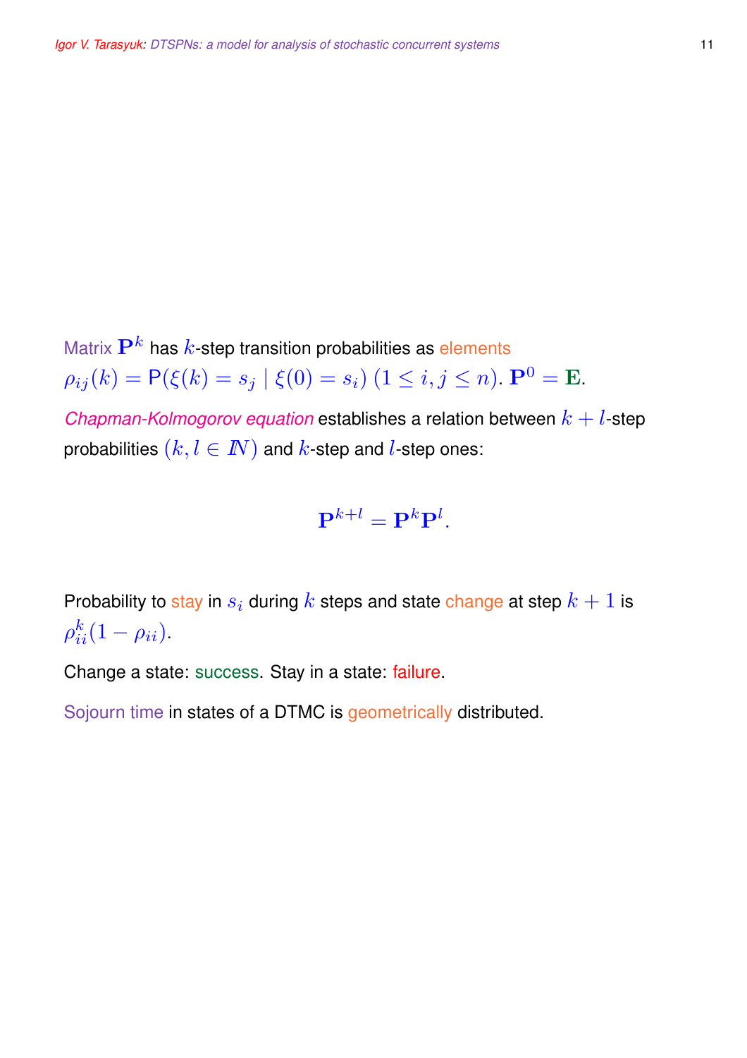Matrix $\mathbf{P}^k$ has $k$-step transition probabilities as elements $\rho_{ij}(k) = \mathsf{P}(\xi(k) = s_j \mid \xi(0) = s_i)$ $(1 \leq i, j \leq n)$. $\mathbf{P}^0 = \mathbf{E}$.

*Chapman-Kolmogorov equation* establishes a relation between $k + l$-step probabilities $(k, l \in \mathbb{N})$ and $k$-step and $l$-step ones:

$$\mathbf{P}^{k+l} = \mathbf{P}^k \mathbf{P}^l.$$

Probability to stay in $s_i$ during $k$ steps and state change at step $k + 1$ is $\rho_{ii}^k (1 - \rho_{ii})$.

Change a state: success. Stay in a state: failure.

Sojourn time in states of a DTMC is geometrically distributed.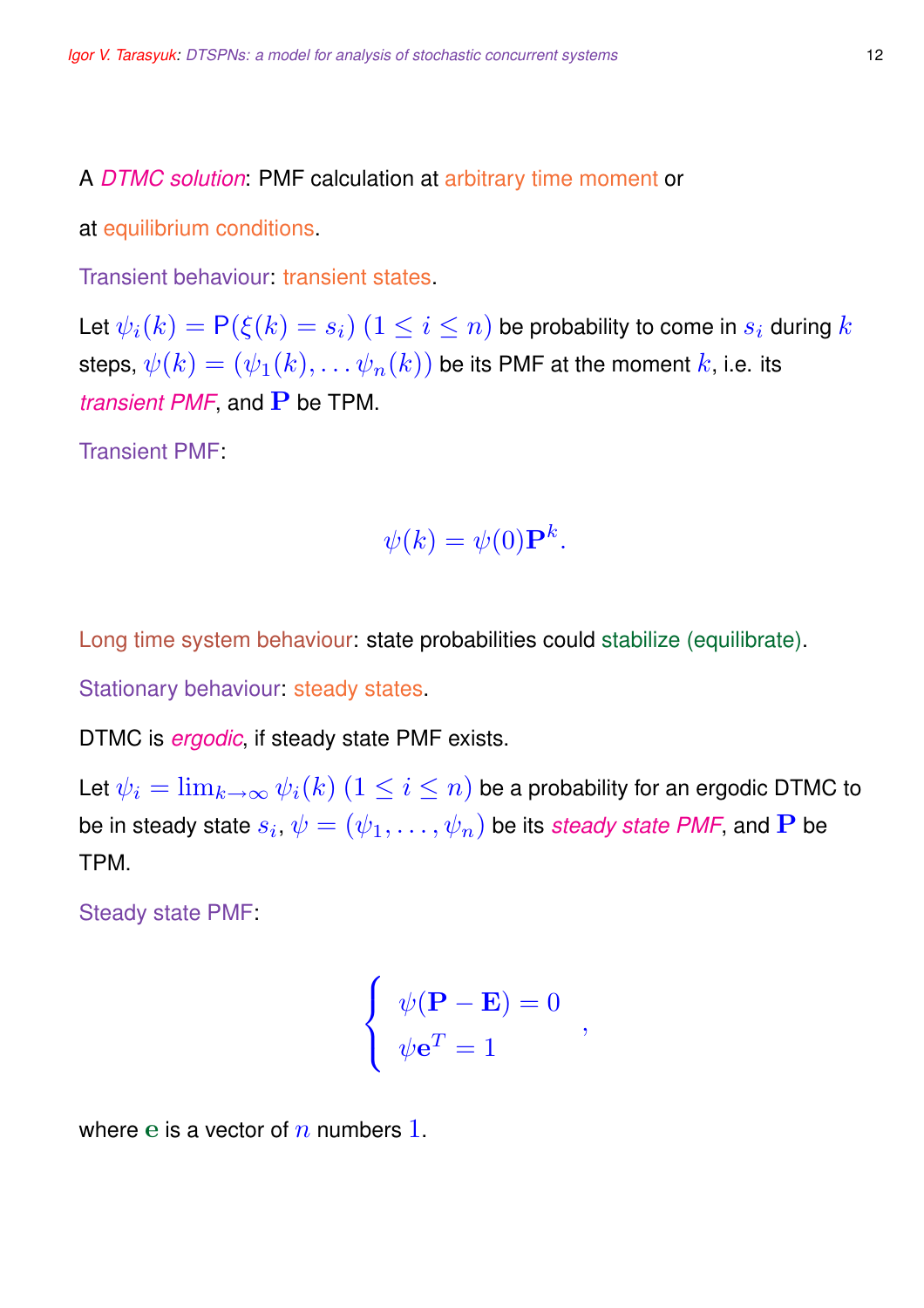A *DTMC solution*: PMF calculation at arbitrary time moment or

at equilibrium conditions.

Transient behaviour: transient states.

Let $\psi_i(k) = \mathsf{P}(\xi(k) = s_i)\ (1 \leq i \leq n)$ be probability to come in $s_i$ during $k$ steps, $\psi(k) = (\psi_1(k), \ldots \psi_n(k))$ be its PMF at the moment $k$, i.e. its *transient PMF*, and $\mathbf{P}$ be TPM.

Transient PMF:

$$\psi(k) = \psi(0)\mathbf{P}^k.$$

Long time system behaviour: state probabilities could stabilize (equilibrate).

Stationary behaviour: steady states.

DTMC is *ergodic*, if steady state PMF exists.

Let $\psi_i = \lim_{k\to\infty} \psi_i(k)\ (1 \leq i \leq n)$ be a probability for an ergodic DTMC to be in steady state $s_i$, $\psi = (\psi_1, \ldots, \psi_n)$ be its *steady state PMF*, and $\mathbf{P}$ be TPM.

Steady state PMF:

$$\left\{ \begin{array}{l} \psi(\mathbf{P} - \mathbf{E}) = 0 \\ \psi\mathbf{e}^T = 1 \end{array} \right. ,$$

where $\mathbf{e}$ is a vector of $n$ numbers $1$.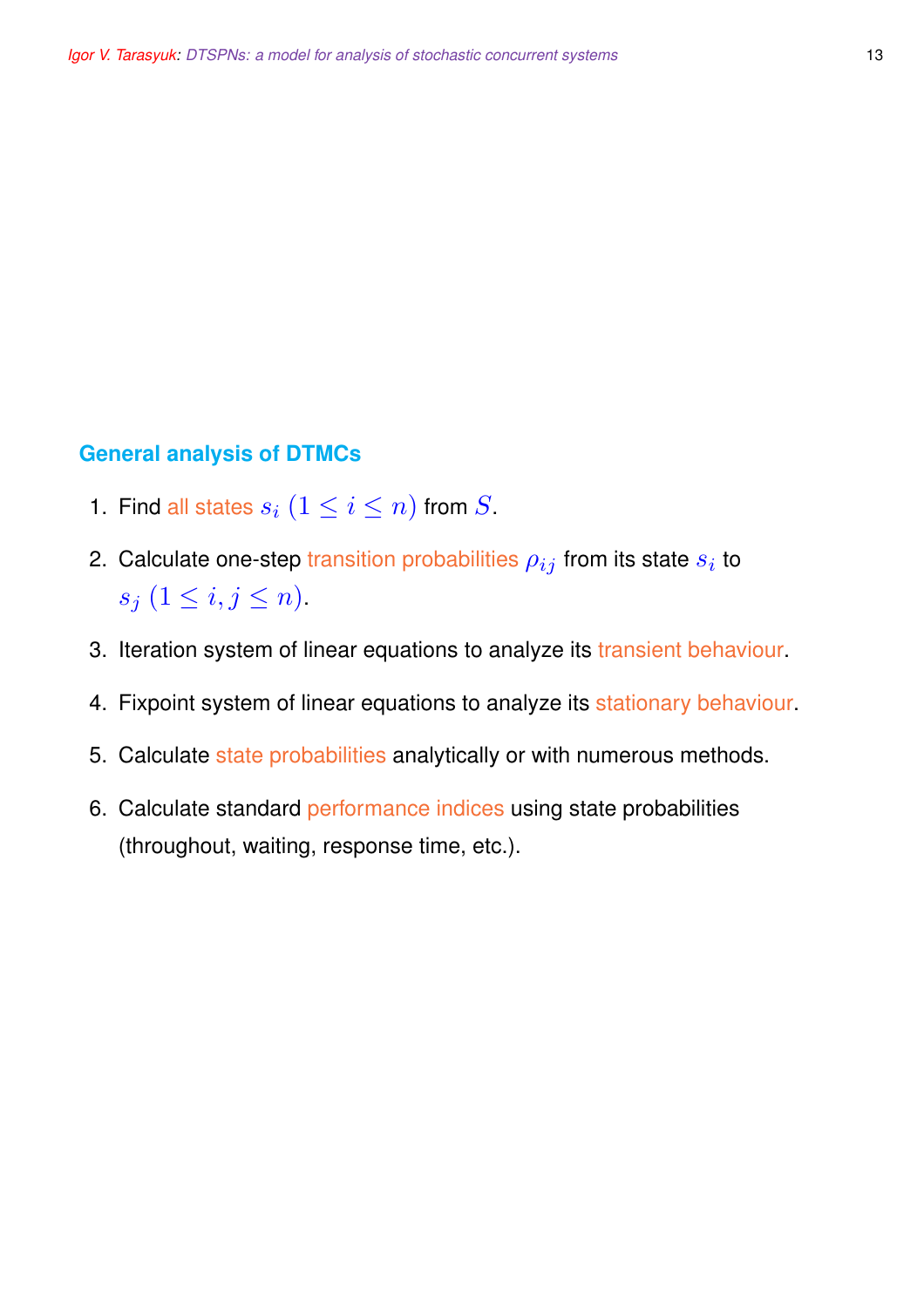## General analysis of DTMCs

1. Find all states $s_i \ (1 \leq i \leq n)$ from $S$.
2. Calculate one-step transition probabilities $\rho_{ij}$ from its state $s_i$ to $s_j \ (1 \leq i, j \leq n)$.
3. Iteration system of linear equations to analyze its transient behaviour.
4. Fixpoint system of linear equations to analyze its stationary behaviour.
5. Calculate state probabilities analytically or with numerous methods.
6. Calculate standard performance indices using state probabilities (throughout, waiting, response time, etc.).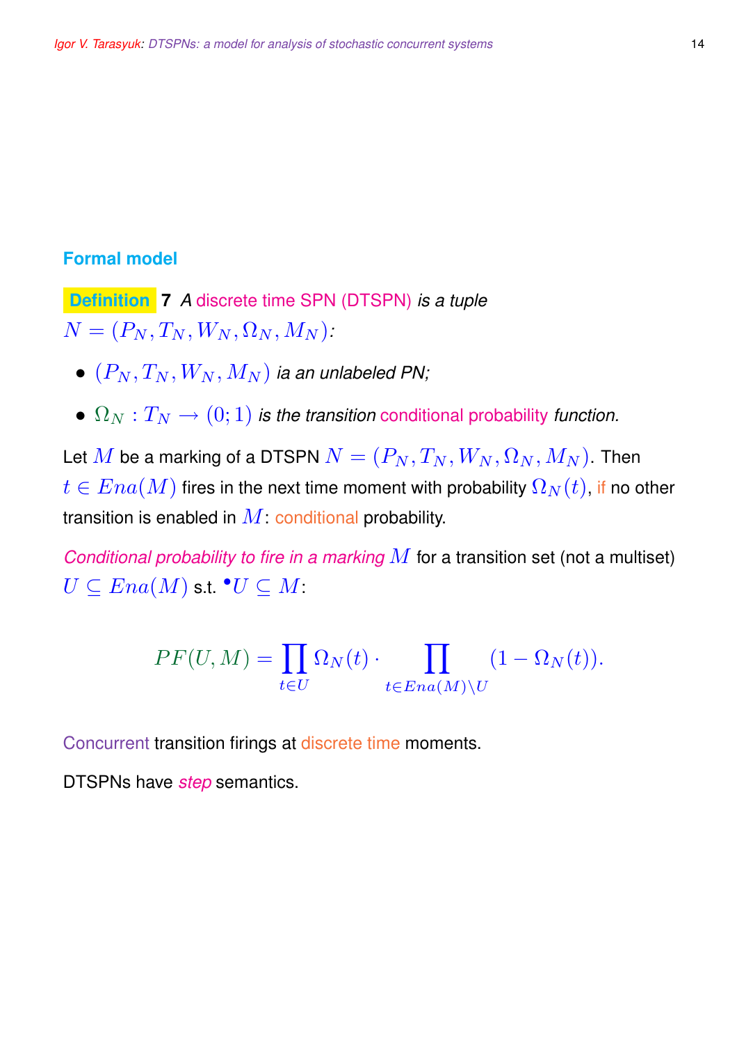## Formal model

**Definition 7** *A discrete time SPN (DTSPN) is a tuple* $N = (P_N, T_N, W_N, \Omega_N, M_N)$*:*

- $(P_N, T_N, W_N, M_N)$ *ia an unlabeled PN;*
- $\Omega_N : T_N \rightarrow (0; 1)$ *is the transition conditional probability function.*

Let $M$ be a marking of a DTSPN $N = (P_N, T_N, W_N, \Omega_N, M_N)$. Then $t \in Ena(M)$ fires in the next time moment with probability $\Omega_N(t)$, if no other transition is enabled in $M$: conditional probability.

*Conditional probability to fire in a marking* $M$ for a transition set (not a multiset) $U \subseteq Ena(M)$ s.t. ${}^{\bullet}U \subseteq M$:

$$PF(U, M) = \prod_{t \in U} \Omega_N(t) \cdot \prod_{t \in Ena(M) \setminus U} (1 - \Omega_N(t)).$$

Concurrent transition firings at discrete time moments.

DTSPNs have *step* semantics.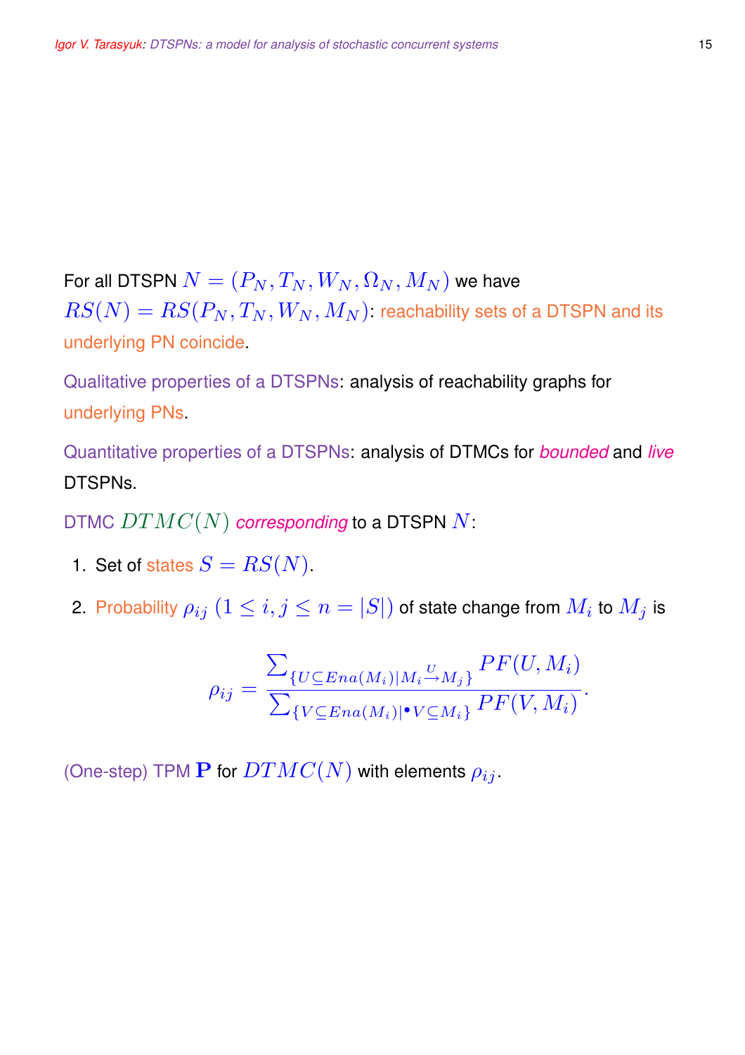For all DTSPN $N = (P_N, T_N, W_N, \Omega_N, M_N)$ we have $RS(N) = RS(P_N, T_N, W_N, M_N)$: reachability sets of a DTSPN and its underlying PN coincide.

Qualitative properties of a DTSPNs: analysis of reachability graphs for underlying PNs.

Quantitative properties of a DTSPNs: analysis of DTMCs for *bounded* and *live* DTSPNs.

DTMC $DTMC(N)$ *corresponding* to a DTSPN $N$:

1. Set of states $S = RS(N)$.
2. Probability $\rho_{ij}$ $(1 \le i, j \le n = |S|)$ of state change from $M_i$ to $M_j$ is

$$\rho_{ij} = \frac{\sum_{\{U \subseteq Ena(M_i) | M_i \stackrel{U}{\to} M_j\}} PF(U, M_i)}{\sum_{\{V \subseteq Ena(M_i) | {}^\bullet V \subseteq M_i\}} PF(V, M_i)}.$$

(One-step) TPM $\mathbf{P}$ for $DTMC(N)$ with elements $\rho_{ij}$.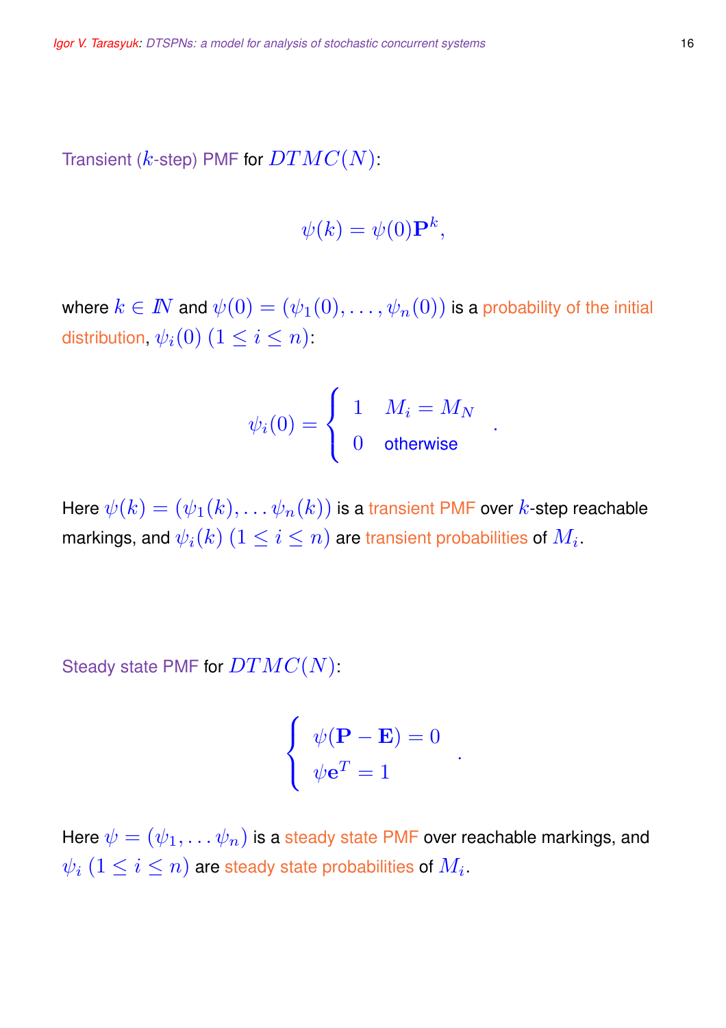Transient ($k$-step) PMF for $DTMC(N)$:

$$\psi(k) = \psi(0)\mathbf{P}^k,$$

where $k \in I\!N$ and $\psi(0) = (\psi_1(0), \ldots, \psi_n(0))$ is a probability of the initial distribution, $\psi_i(0)$ $(1 \leq i \leq n)$:

$$\psi_i(0) = \begin{cases} 1 & M_i = M_N \\ 0 & \text{otherwise} \end{cases}.$$

Here $\psi(k) = (\psi_1(k), \ldots \psi_n(k))$ is a transient PMF over $k$-step reachable markings, and $\psi_i(k)$ $(1 \leq i \leq n)$ are transient probabilities of $M_i$.

Steady state PMF for $DTMC(N)$:

$$\begin{cases} \psi(\mathbf{P} - \mathbf{E}) = 0 \\ \psi \mathbf{e}^T = 1 \end{cases}.$$

Here $\psi = (\psi_1, \ldots \psi_n)$ is a steady state PMF over reachable markings, and $\psi_i$ $(1 \leq i \leq n)$ are steady state probabilities of $M_i$.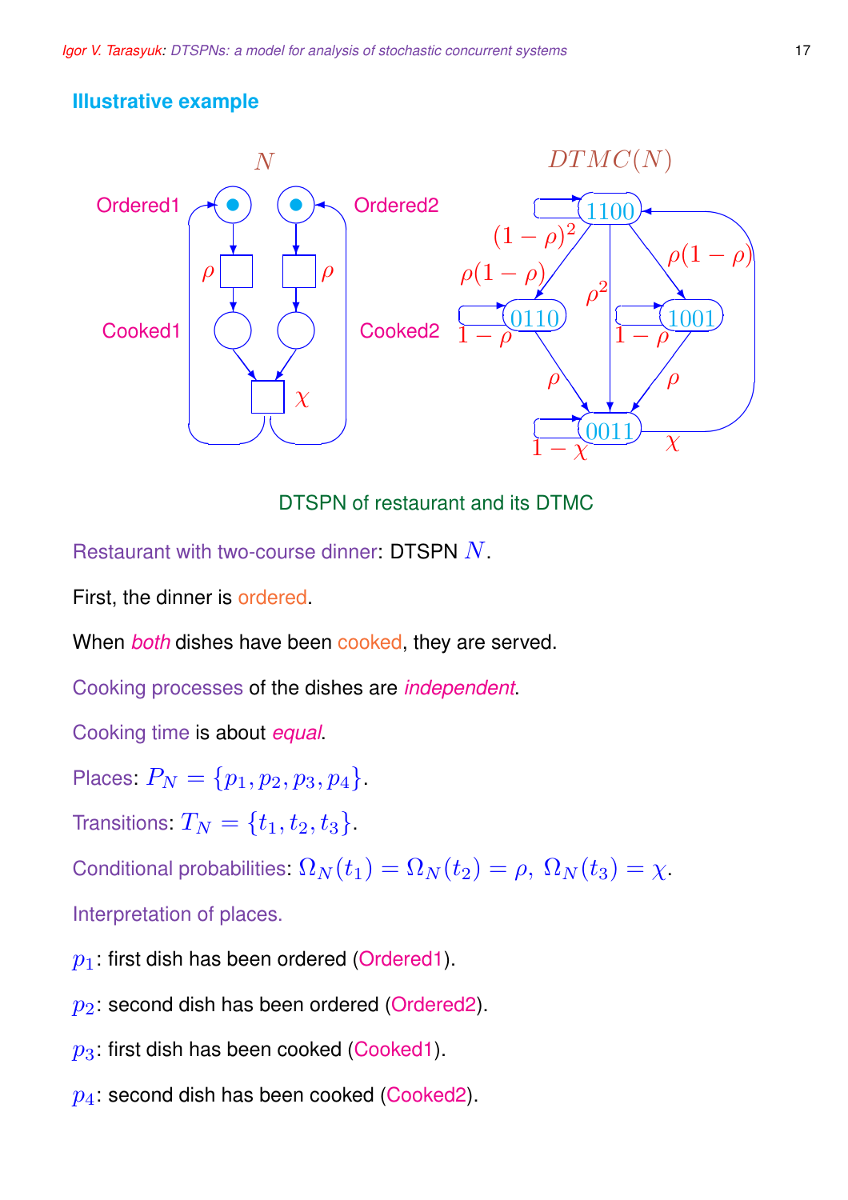## Illustrative example

DTSPN of restaurant and its DTMC

Restaurant with two-course dinner: DTSPN $N$.

First, the dinner is ordered.

When *both* dishes have been cooked, they are served.

Cooking processes of the dishes are *independent*.

Cooking time is about *equal*.

Places: $P_N = \{p_1, p_2, p_3, p_4\}$.

Transitions: $T_N = \{t_1, t_2, t_3\}$.

Conditional probabilities: $\Omega_N(t_1) = \Omega_N(t_2) = \rho, \ \Omega_N(t_3) = \chi$.

Interpretation of places.

$p_1$: first dish has been ordered (Ordered1).

$p_2$: second dish has been ordered (Ordered2).

$p_3$: first dish has been cooked (Cooked1).

$p_4$: second dish has been cooked (Cooked2).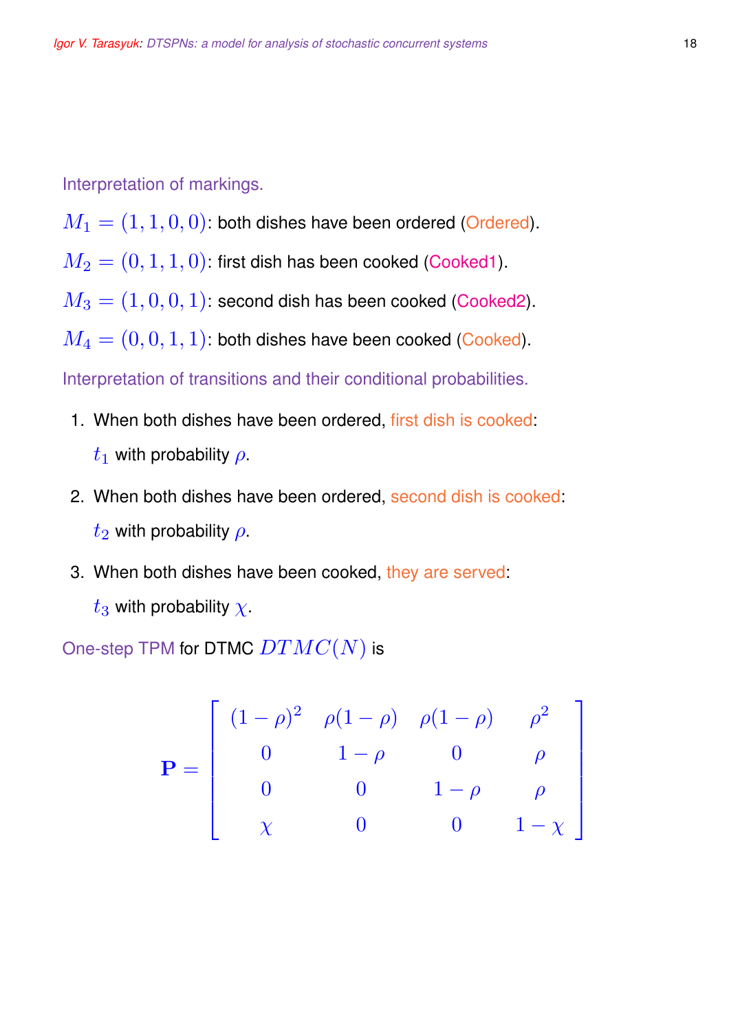Interpretation of markings.

$M_1 = (1, 1, 0, 0)$: both dishes have been ordered (Ordered).

$M_2 = (0, 1, 1, 0)$: first dish has been cooked (Cooked1).

$M_3 = (1, 0, 0, 1)$: second dish has been cooked (Cooked2).

$M_4 = (0, 0, 1, 1)$: both dishes have been cooked (Cooked).

Interpretation of transitions and their conditional probabilities.

1. When both dishes have been ordered, first dish is cooked:

   $t_1$ with probability $\rho$.

2. When both dishes have been ordered, second dish is cooked:

   $t_2$ with probability $\rho$.

3. When both dishes have been cooked, they are served:

   $t_3$ with probability $\chi$.

One-step TPM for DTMC $DTMC(N)$ is

$$\mathbf{P} = \begin{bmatrix} (1-\rho)^2 & \rho(1-\rho) & \rho(1-\rho) & \rho^2 \\ 0 & 1-\rho & 0 & \rho \\ 0 & 0 & 1-\rho & \rho \\ \chi & 0 & 0 & 1-\chi \end{bmatrix}$$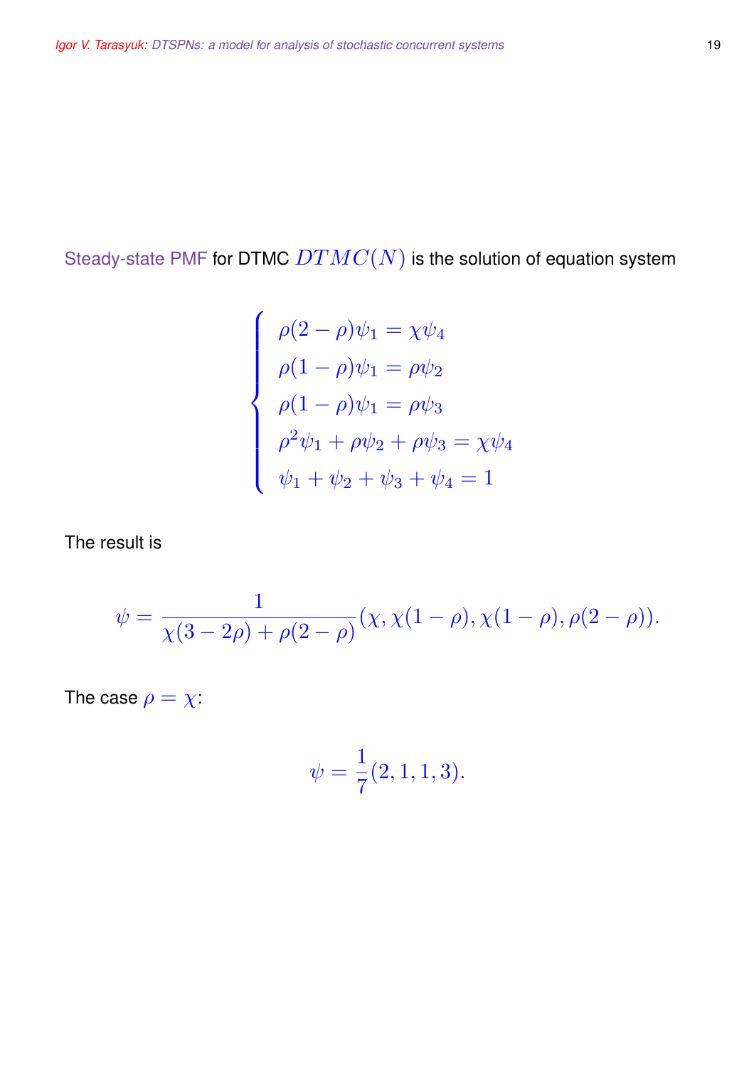Steady-state PMF for DTMC $DTMC(N)$ is the solution of equation system

$$
\begin{cases}
\rho(2-\rho)\psi_1 = \chi\psi_4 \\
\rho(1-\rho)\psi_1 = \rho\psi_2 \\
\rho(1-\rho)\psi_1 = \rho\psi_3 \\
\rho^2\psi_1 + \rho\psi_2 + \rho\psi_3 = \chi\psi_4 \\
\psi_1 + \psi_2 + \psi_3 + \psi_4 = 1
\end{cases}
$$

The result is

$$
\psi = \frac{1}{\chi(3-2\rho)+\rho(2-\rho)}(\chi, \chi(1-\rho), \chi(1-\rho), \rho(2-\rho)).
$$

The case $\rho = \chi$:

$$
\psi = \frac{1}{7}(2, 1, 1, 3).
$$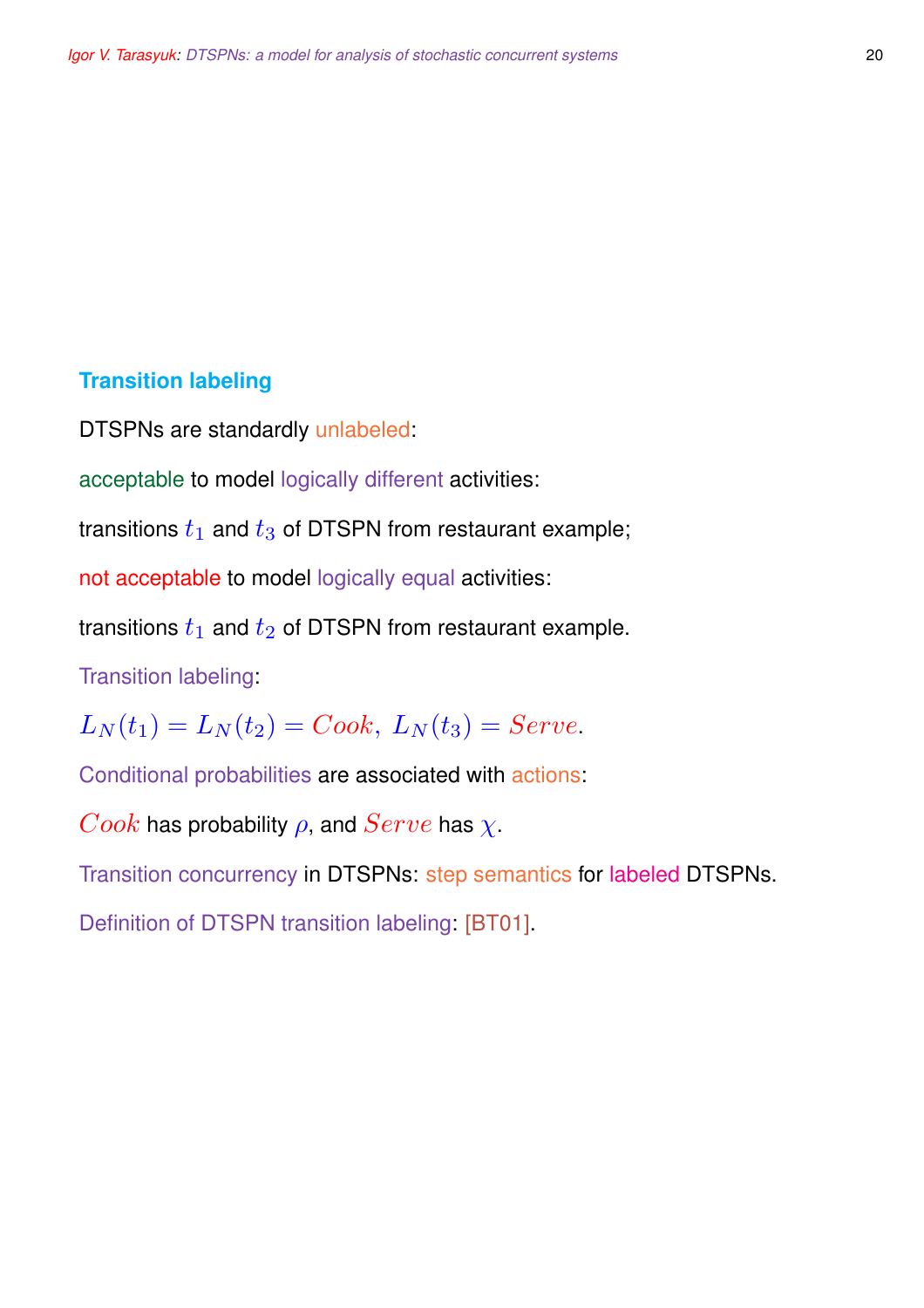## Transition labeling

DTSPNs are standardly unlabeled:

acceptable to model logically different activities:

transitions $t_1$ and $t_3$ of DTSPN from restaurant example;

not acceptable to model logically equal activities:

transitions $t_1$ and $t_2$ of DTSPN from restaurant example.

Transition labeling:

$L_N(t_1) = L_N(t_2) = Cook,\ L_N(t_3) = Serve$.

Conditional probabilities are associated with actions:

$Cook$ has probability $\rho$, and $Serve$ has $\chi$.

Transition concurrency in DTSPNs: step semantics for labeled DTSPNs.

Definition of DTSPN transition labeling: [BT01].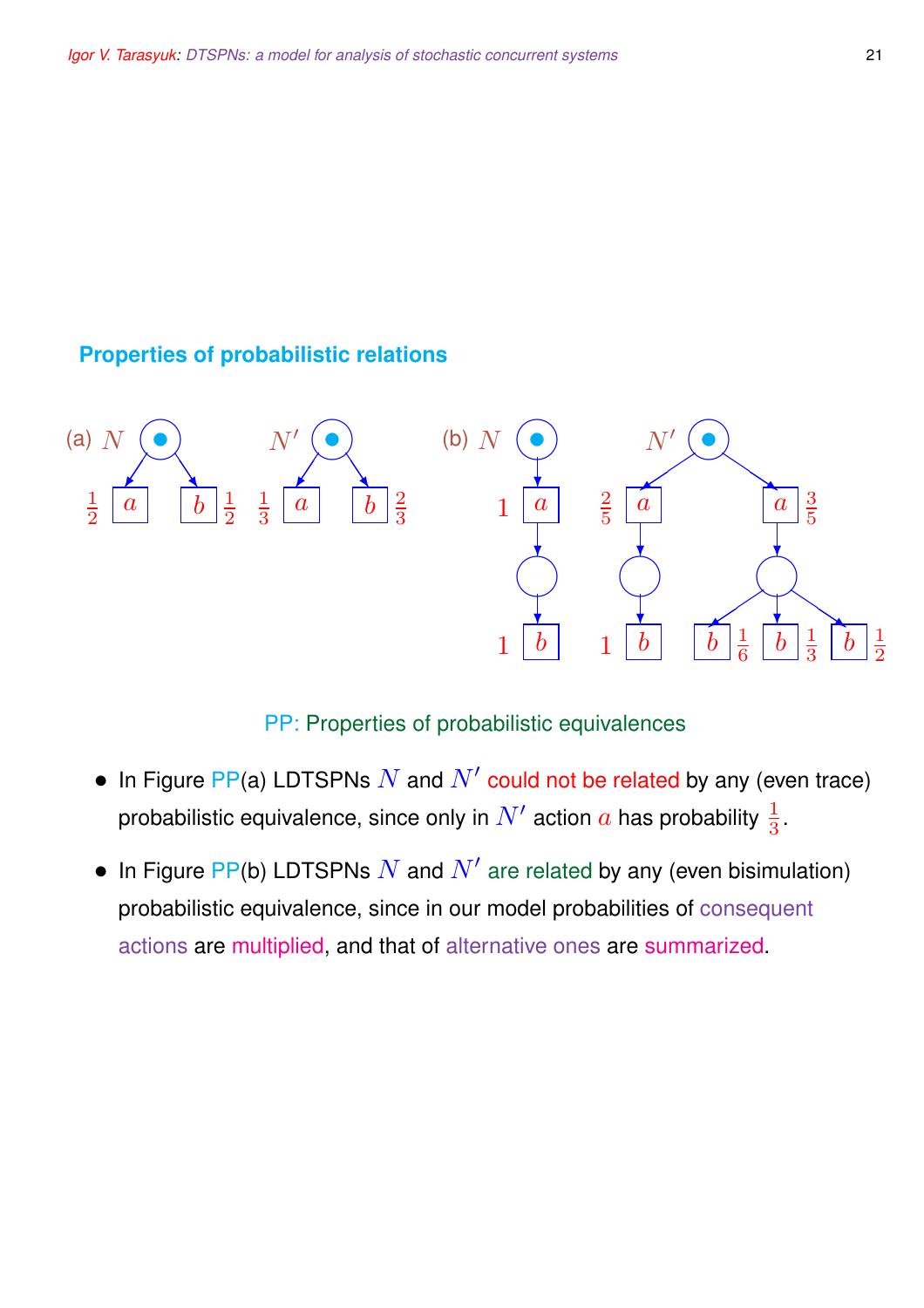### Properties of probabilistic relations

PP: Properties of probabilistic equivalences

- In Figure PP(a) LDTSPNs $N$ and $N'$ could not be related by any (even trace) probabilistic equivalence, since only in $N'$ action $a$ has probability $\frac{1}{3}$.

- In Figure PP(b) LDTSPNs $N$ and $N'$ are related by any (even bisimulation) probabilistic equivalence, since in our model probabilities of consequent actions are multiplied, and that of alternative ones are summarized.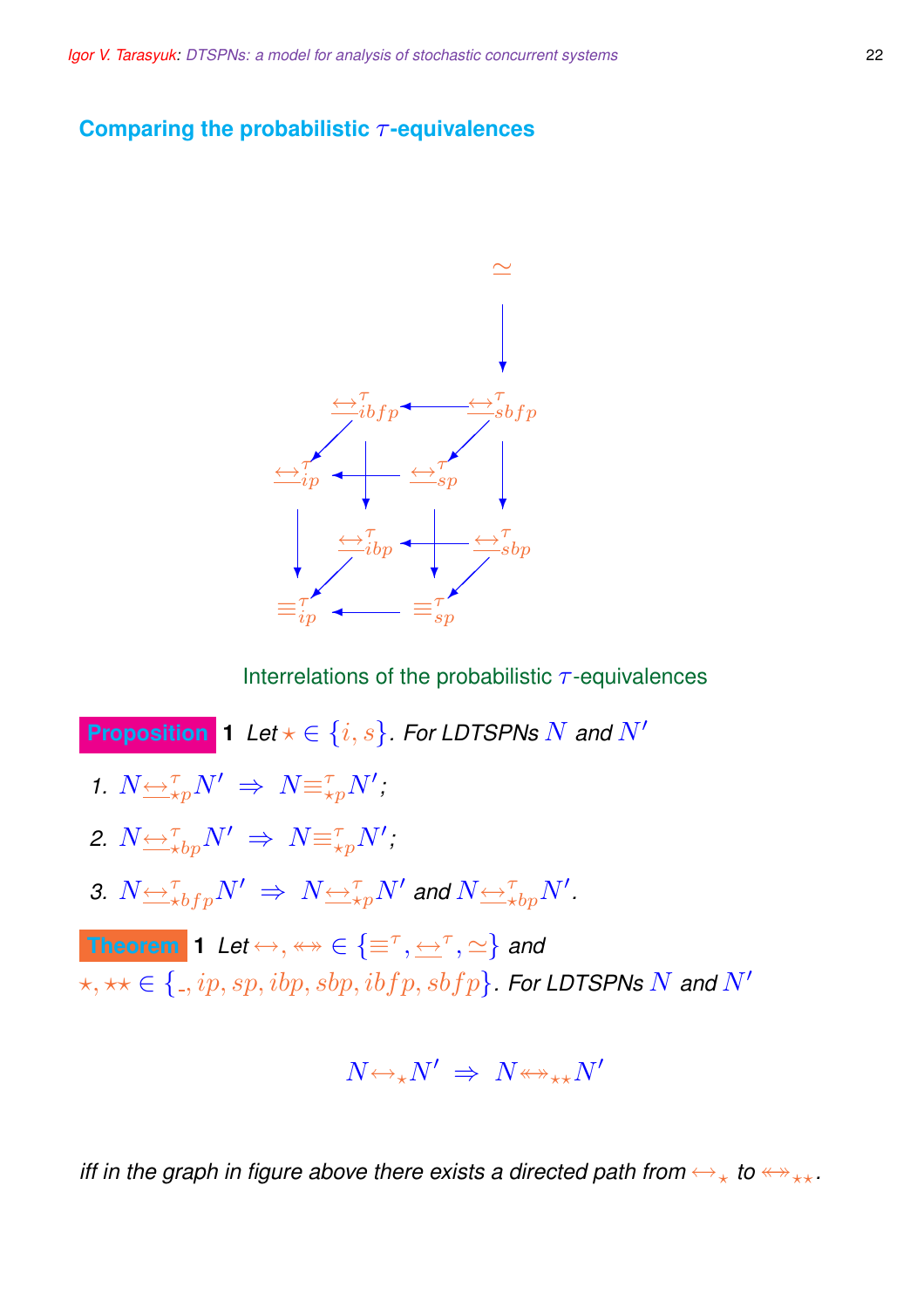## Comparing the probabilistic $\tau$-equivalences

$$
\begin{array}{ccccc}
 & & & & \simeq \\
 & & & & \downarrow \\
 & & \underline{\leftrightarrow}^{\tau}_{ibfp} & \leftarrow & \underline{\leftrightarrow}^{\tau}_{sbfp} \\
 & \swarrow & \downarrow & \swarrow & \downarrow \\
\underline{\leftrightarrow}^{\tau}_{ip} & \leftarrow & \underline{\leftrightarrow}^{\tau}_{sp} & & \\
\downarrow & & \underline{\leftrightarrow}^{\tau}_{ibp} & \leftarrow & \underline{\leftrightarrow}^{\tau}_{sbp} \\
 & \swarrow & \downarrow & \swarrow & \\
\equiv^{\tau}_{ip} & \leftarrow & \equiv^{\tau}_{sp} & &
\end{array}
$$

Interrelations of the probabilistic $\tau$-equivalences

**Proposition 1** *Let* $\star \in \{i, s\}$. *For LDTSPNs* $N$ *and* $N'$

1. $N \underline{\leftrightarrow}^{\tau}_{\star p} N' \Rightarrow N \equiv^{\tau}_{\star p} N'$;
2. $N \underline{\leftrightarrow}^{\tau}_{\star bp} N' \Rightarrow N \equiv^{\tau}_{\star p} N'$;
3. $N \underline{\leftrightarrow}^{\tau}_{\star bfp} N' \Rightarrow N \underline{\leftrightarrow}^{\tau}_{\star p} N'$ *and* $N \underline{\leftrightarrow}^{\tau}_{\star bp} N'$.

**Theorem 1** *Let* $\leftrightarrow, \leftrightarrow\!\!\!\!\leftrightarrow \in \{\equiv^{\tau}, \underline{\leftrightarrow}^{\tau}, \simeq\}$ *and* $\star, \star\star \in \{\_, ip, sp, ibp, sbp, ibfp, sbfp\}$. *For LDTSPNs* $N$ *and* $N'$

$$N \leftrightarrow_{\star} N' \Rightarrow N \leftrightarrow\!\!\!\!\leftrightarrow_{\star\star} N'$$

*iff in the graph in figure above there exists a directed path from* $\leftrightarrow_{\star}$ *to* $\leftrightarrow\!\!\!\!\leftrightarrow_{\star\star}$.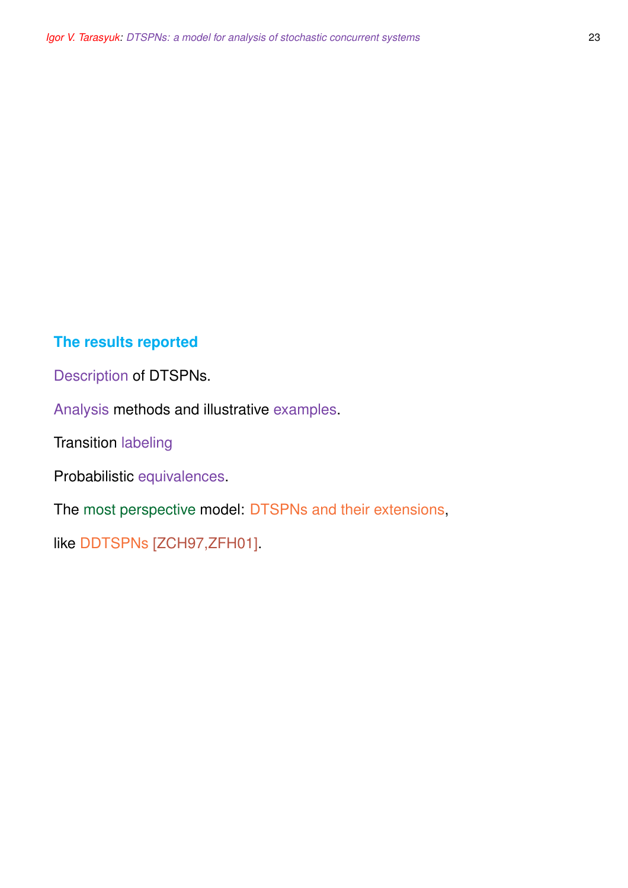## The results reported

Description of DTSPNs.

Analysis methods and illustrative examples.

Transition labeling

Probabilistic equivalences.

The most perspective model: DTSPNs and their extensions,

like DDTSPNs [ZCH97,ZFH01].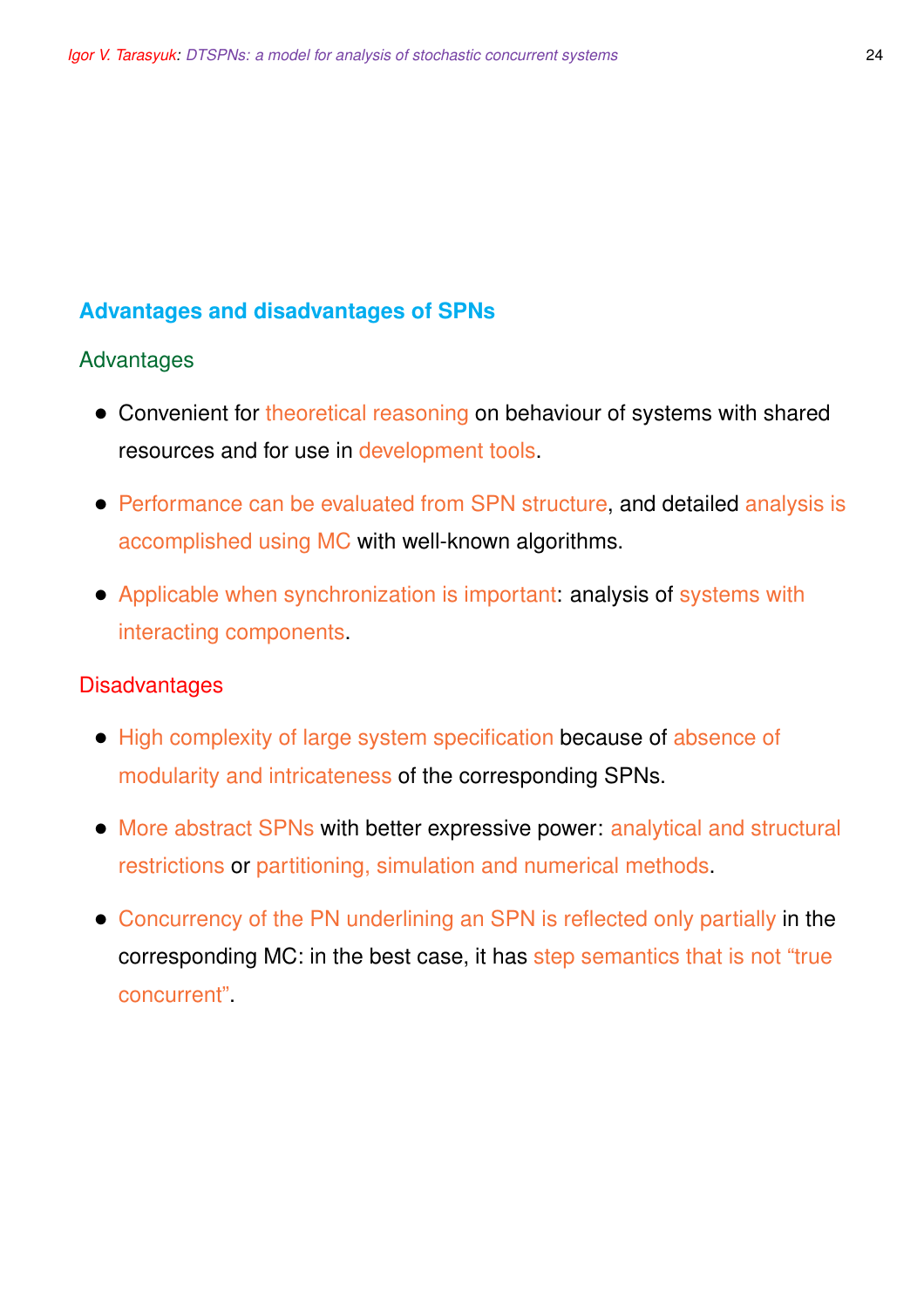## Advantages and disadvantages of SPNs

### Advantages

- Convenient for theoretical reasoning on behaviour of systems with shared resources and for use in development tools.
- Performance can be evaluated from SPN structure, and detailed analysis is accomplished using MC with well-known algorithms.
- Applicable when synchronization is important: analysis of systems with interacting components.

### Disadvantages

- High complexity of large system specification because of absence of modularity and intricateness of the corresponding SPNs.
- More abstract SPNs with better expressive power: analytical and structural restrictions or partitioning, simulation and numerical methods.
- Concurrency of the PN underlining an SPN is reflected only partially in the corresponding MC: in the best case, it has step semantics that is not "true concurrent".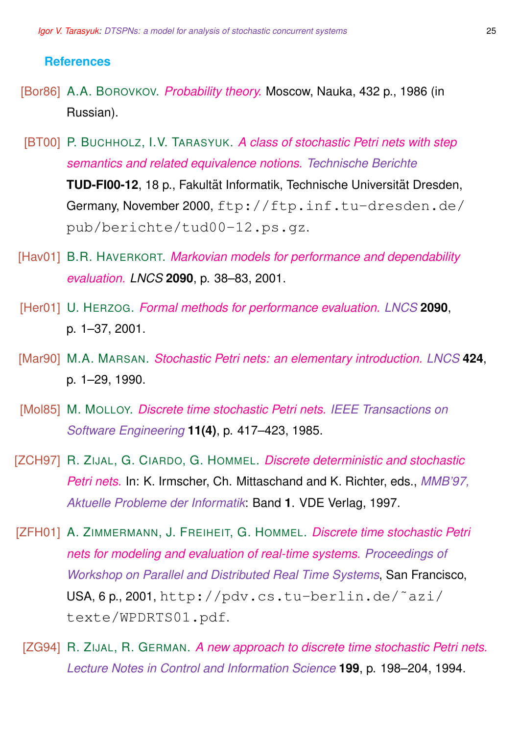### References

[Bor86] A.A. Borovkov. *Probability theory.* Moscow, Nauka, 432 p., 1986 (in Russian).

[BT00] P. Buchholz, I.V. Tarasyuk. *A class of stochastic Petri nets with step semantics and related equivalence notions. Technische Berichte* **TUD-FI00-12**, 18 p., Fakultät Informatik, Technische Universität Dresden, Germany, November 2000, ftp://ftp.inf.tu-dresden.de/pub/berichte/tud00-12.ps.gz.

[Hav01] B.R. Haverkort. *Markovian models for performance and dependability evaluation. LNCS* **2090**, p. 38–83, 2001.

[Her01] U. Herzog. *Formal methods for performance evaluation. LNCS* **2090**, p. 1–37, 2001.

[Mar90] M.A. Marsan. *Stochastic Petri nets: an elementary introduction. LNCS* **424**, p. 1–29, 1990.

[Mol85] M. Molloy. *Discrete time stochastic Petri nets. IEEE Transactions on Software Engineering* **11(4)**, p. 417–423, 1985.

[ZCH97] R. Zijal, G. Ciardo, G. Hommel. *Discrete deterministic and stochastic Petri nets.* In: K. Irmscher, Ch. Mittaschand and K. Richter, eds., *MMB'97, Aktuelle Probleme der Informatik*: Band **1**. VDE Verlag, 1997.

[ZFH01] A. Zimmermann, J. Freiheit, G. Hommel. *Discrete time stochastic Petri nets for modeling and evaluation of real-time systems. Proceedings of Workshop on Parallel and Distributed Real Time Systems*, San Francisco, USA, 6 p., 2001, http://pdv.cs.tu-berlin.de/~azi/texte/WPDRTS01.pdf.

[ZG94] R. Zijal, R. German. *A new approach to discrete time stochastic Petri nets. Lecture Notes in Control and Information Science* **199**, p. 198–204, 1994.